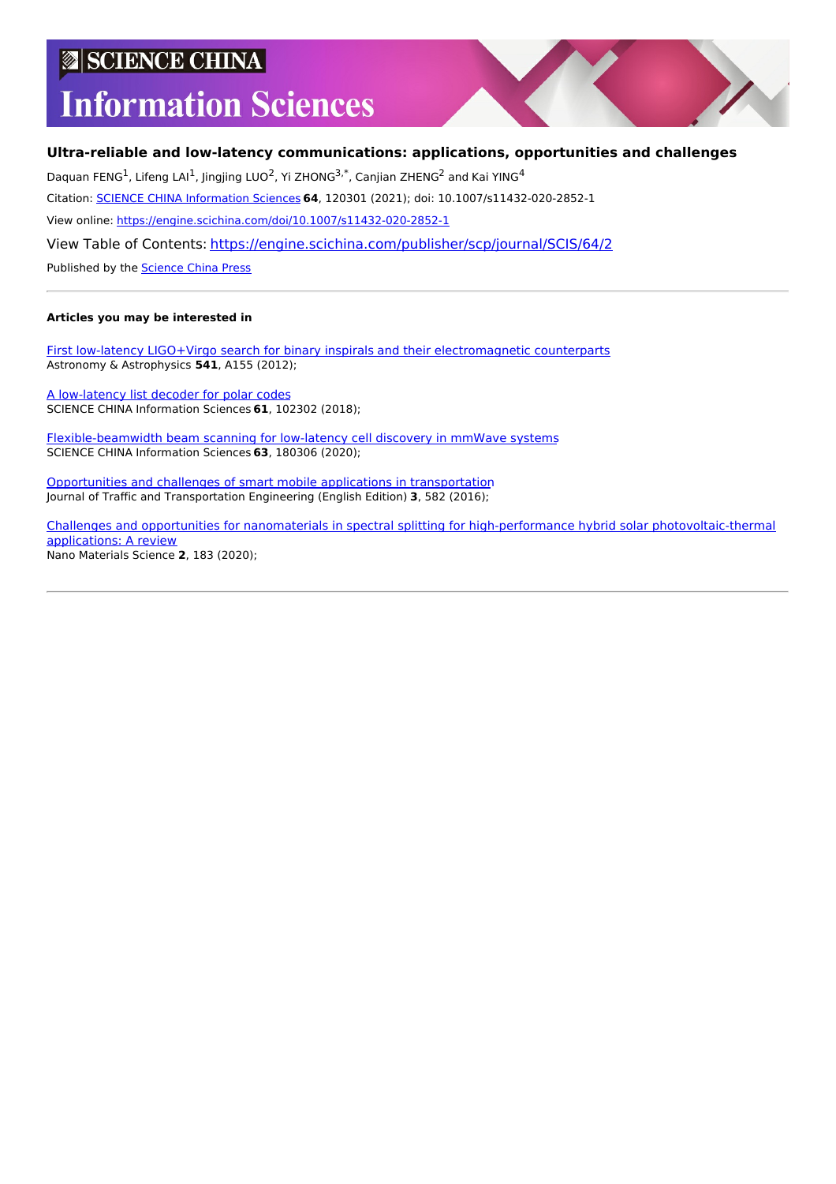SCIENCE CHINA

# Information Sciences

## Ultra-reliable and low-latency communications: applications, opportunities and challenges

Daquan FENG[1], Lifeng LAI[1], Jingjing LUO[2], Yi ZHONG[3,*], Canjian ZHENG[2] and Kai YING[4]

Citation: SCIENCE CHINA Information Sciences **64**, 120301 (2021); doi: 10.1007/s11432-020-2852-1

View online: https://engine.scichina.com/doi/10.1007/s11432-020-2852-1

View Table of Contents: https://engine.scichina.com/publisher/scp/journal/SCIS/64/2

Published by the Science China Press

---

**Articles you may be interested in**

First low-latency LIGO+Virgo search for binary inspirals and their electromagnetic counterparts
Astronomy & Astrophysics **541**, A155 (2012);

A low-latency list decoder for polar codes
SCIENCE CHINA Information Sciences **61**, 102302 (2018);

Flexible-beamwidth beam scanning for low-latency cell discovery in mmWave systems
SCIENCE CHINA Information Sciences **63**, 180306 (2020);

Opportunities and challenges of smart mobile applications in transportation
Journal of Traffic and Transportation Engineering (English Edition) **3**, 582 (2016);

Challenges and opportunities for nanomaterials in spectral splitting for high-performance hybrid solar photovoltaic-thermal applications: A review
Nano Materials Science **2**, 183 (2020);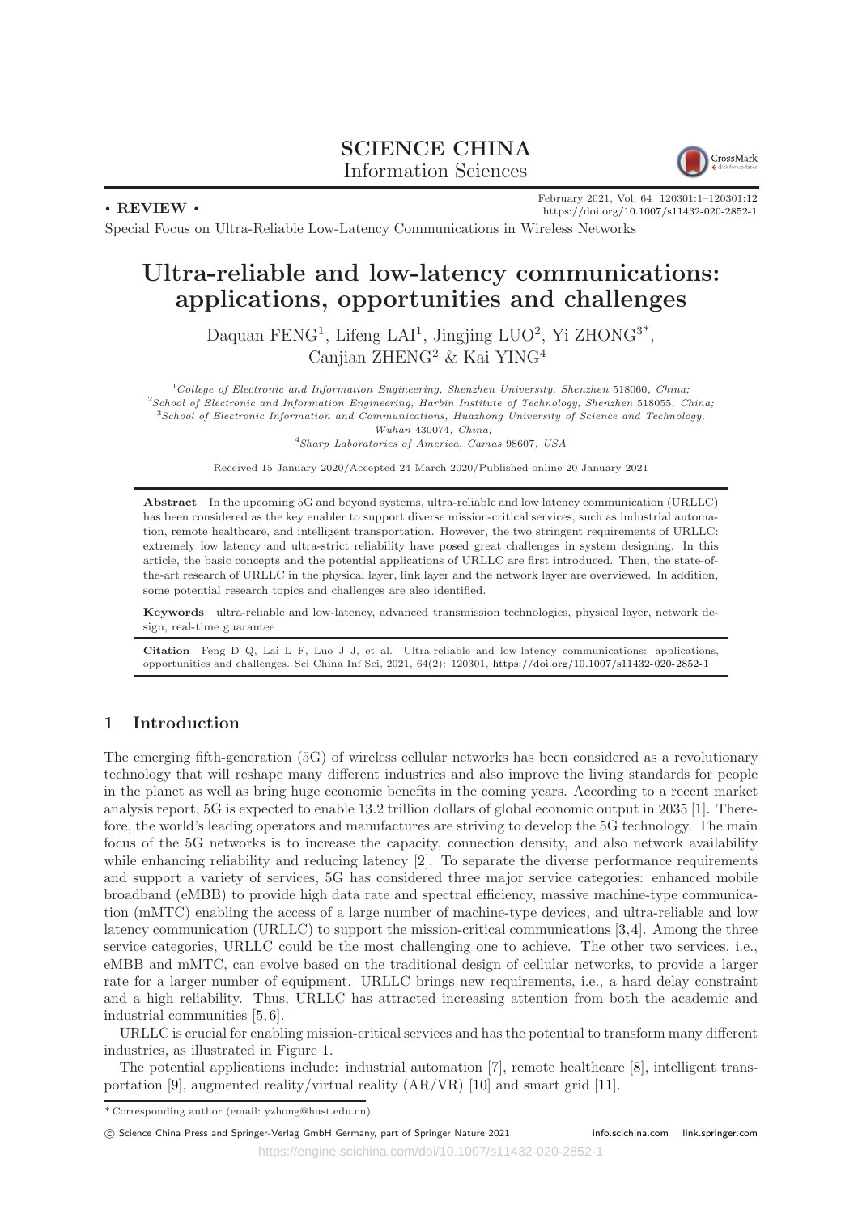SCIENCE CHINA
Information Sciences

• REVIEW •

Special Focus on Ultra-Reliable Low-Latency Communications in Wireless Networks

# Ultra-reliable and low-latency communications: applications, opportunities and challenges

Daquan FENG[1], Lifeng LAI[1], Jingjing LUO[2], Yi ZHONG[3*], Canjian ZHENG[2] & Kai YING[4]

[1]*College of Electronic and Information Engineering, Shenzhen University, Shenzhen* 518060*, China;*
[2]*School of Electronic and Information Engineering, Harbin Institute of Technology, Shenzhen* 518055*, China;*
[3]*School of Electronic Information and Communications, Huazhong University of Science and Technology, Wuhan* 430074*, China;*
[4]*Sharp Laboratories of America, Camas* 98607*, USA*

Received 15 January 2020/Accepted 24 March 2020/Published online 20 January 2021

**Abstract** In the upcoming 5G and beyond systems, ultra-reliable and low latency communication (URLLC) has been considered as the key enabler to support diverse mission-critical services, such as industrial automation, remote healthcare, and intelligent transportation. However, the two stringent requirements of URLLC: extremely low latency and ultra-strict reliability have posed great challenges in system designing. In this article, the basic concepts and the potential applications of URLLC are first introduced. Then, the state-of-the-art research of URLLC in the physical layer, link layer and the network layer are overviewed. In addition, some potential research topics and challenges are also identified.

**Keywords** ultra-reliable and low-latency, advanced transmission technologies, physical layer, network design, real-time guarantee

**Citation** Feng D Q, Lai L F, Luo J J, et al. Ultra-reliable and low-latency communications: applications, opportunities and challenges. Sci China Inf Sci, 2021, 64(2): 120301, https://doi.org/10.1007/s11432-020-2852-1

## 1 Introduction

The emerging fifth-generation (5G) of wireless cellular networks has been considered as a revolutionary technology that will reshape many different industries and also improve the living standards for people in the planet as well as bring huge economic benefits in the coming years. According to a recent market analysis report, 5G is expected to enable 13.2 trillion dollars of global economic output in 2035 [1]. Therefore, the world's leading operators and manufactures are striving to develop the 5G technology. The main focus of the 5G networks is to increase the capacity, connection density, and also network availability while enhancing reliability and reducing latency [2]. To separate the diverse performance requirements and support a variety of services, 5G has considered three major service categories: enhanced mobile broadband (eMBB) to provide high data rate and spectral efficiency, massive machine-type communication (mMTC) enabling the access of a large number of machine-type devices, and ultra-reliable and low latency communication (URLLC) to support the mission-critical communications [3,4]. Among the three service categories, URLLC could be the most challenging one to achieve. The other two services, i.e., eMBB and mMTC, can evolve based on the traditional design of cellular networks, to provide a larger rate for a larger number of equipment. URLLC brings new requirements, i.e., a hard delay constraint and a high reliability. Thus, URLLC has attracted increasing attention from both the academic and industrial communities [5,6].

URLLC is crucial for enabling mission-critical services and has the potential to transform many different industries, as illustrated in Figure 1.

The potential applications include: industrial automation [7], remote healthcare [8], intelligent transportation [9], augmented reality/virtual reality (AR/VR) [10] and smart grid [11].

* Corresponding author (email: yzhong@hust.edu.cn)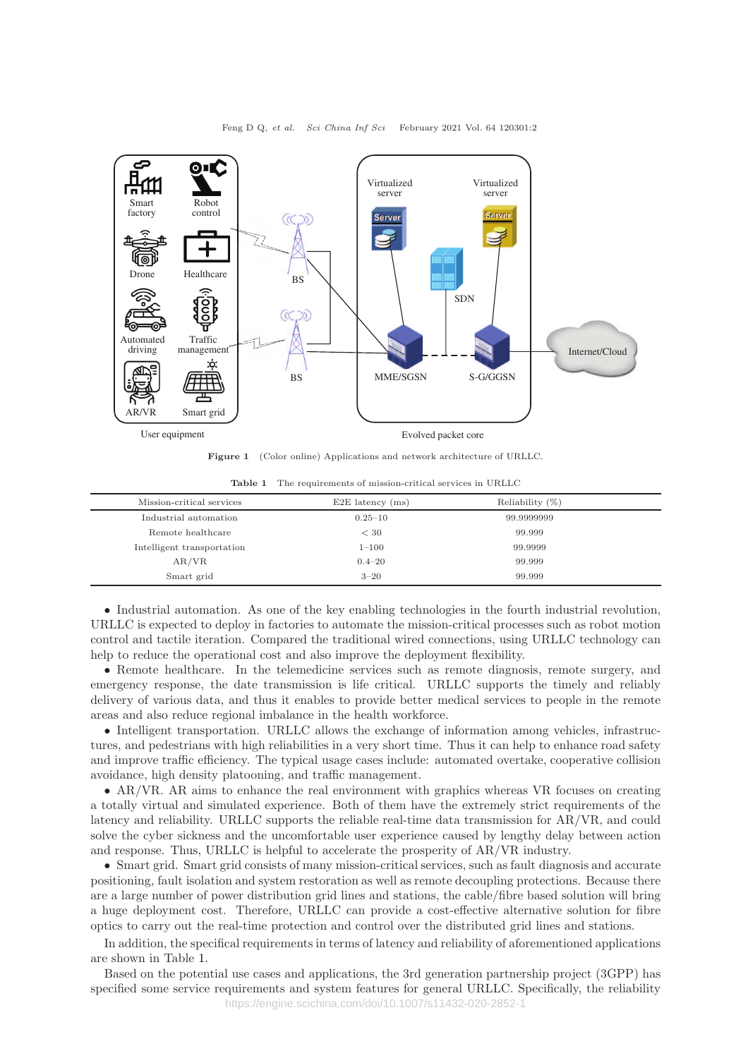Figure 1 (Color online) Applications and network architecture of URLLC.

Table 1 The requirements of mission-critical services in URLLC

| Mission-critical services | E2E latency (ms) | Reliability (%) |
|---|---|---|
| Industrial automation | 0.25–10 | 99.9999999 |
| Remote healthcare | < 30 | 99.999 |
| Intelligent transportation | 1–100 | 99.9999 |
| AR/VR | 0.4–20 | 99.999 |
| Smart grid | 3–20 | 99.999 |

- Industrial automation. As one of the key enabling technologies in the fourth industrial revolution, URLLC is expected to deploy in factories to automate the mission-critical processes such as robot motion control and tactile iteration. Compared the traditional wired connections, using URLLC technology can help to reduce the operational cost and also improve the deployment flexibility.
- Remote healthcare. In the telemedicine services such as remote diagnosis, remote surgery, and emergency response, the date transmission is life critical. URLLC supports the timely and reliably delivery of various data, and thus it enables to provide better medical services to people in the remote areas and also reduce regional imbalance in the health workforce.
- Intelligent transportation. URLLC allows the exchange of information among vehicles, infrastructures, and pedestrians with high reliabilities in a very short time. Thus it can help to enhance road safety and improve traffic efficiency. The typical usage cases include: automated overtake, cooperative collision avoidance, high density platooning, and traffic management.
- AR/VR. AR aims to enhance the real environment with graphics whereas VR focuses on creating a totally virtual and simulated experience. Both of them have the extremely strict requirements of the latency and reliability. URLLC supports the reliable real-time data transmission for AR/VR, and could solve the cyber sickness and the uncomfortable user experience caused by lengthy delay between action and response. Thus, URLLC is helpful to accelerate the prosperity of AR/VR industry.
- Smart grid. Smart grid consists of many mission-critical services, such as fault diagnosis and accurate positioning, fault isolation and system restoration as well as remote decoupling protections. Because there are a large number of power distribution grid lines and stations, the cable/fibre based solution will bring a huge deployment cost. Therefore, URLLC can provide a cost-effective alternative solution for fibre optics to carry out the real-time protection and control over the distributed grid lines and stations.

In addition, the specifical requirements in terms of latency and reliability of aforementioned applications are shown in Table 1.

Based on the potential use cases and applications, the 3rd generation partnership project (3GPP) has specified some service requirements and system features for general URLLC. Specifically, the reliability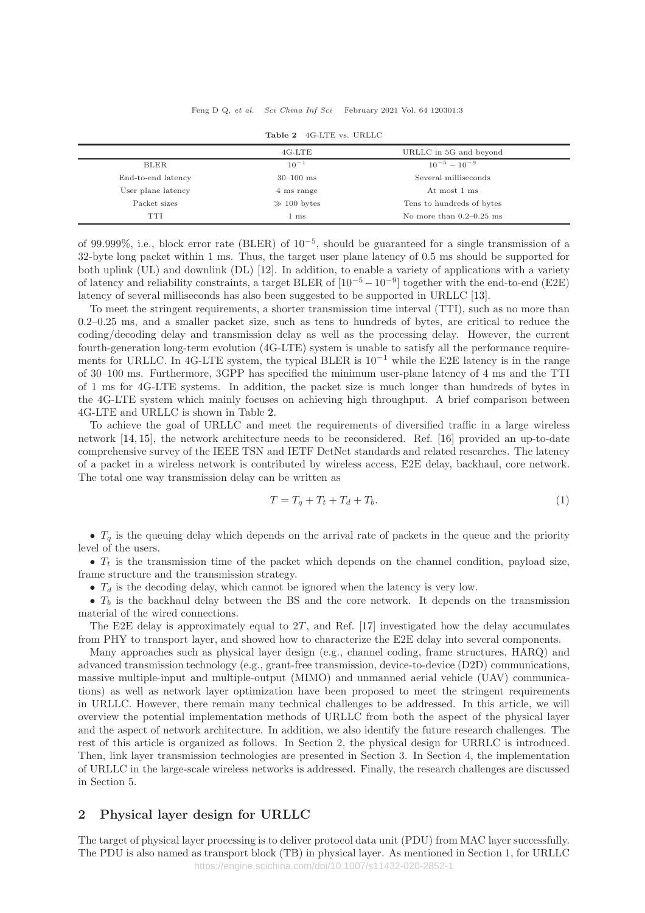**Table 2** 4G-LTE vs. URLLC

| | 4G-LTE | URLLC in 5G and beyond |
|---|---|---|
| BLER | $10^{-1}$ | $10^{-5} - 10^{-9}$ |
| End-to-end latency | 30–100 ms | Several milliseconds |
| User plane latency | 4 ms range | At most 1 ms |
| Packet sizes | $\gg 100$ bytes | Tens to hundreds of bytes |
| TTI | 1 ms | No more than 0.2–0.25 ms |

of 99.999%, i.e., block error rate (BLER) of $10^{-5}$, should be guaranteed for a single transmission of a 32-byte long packet within 1 ms. Thus, the target user plane latency of 0.5 ms should be supported for both uplink (UL) and downlink (DL) [12]. In addition, to enable a variety of applications with a variety of latency and reliability constraints, a target BLER of $[10^{-5} - 10^{-9}]$ together with the end-to-end (E2E) latency of several milliseconds has also been suggested to be supported in URLLC [13].

To meet the stringent requirements, a shorter transmission time interval (TTI), such as no more than 0.2–0.25 ms, and a smaller packet size, such as tens to hundreds of bytes, are critical to reduce the coding/decoding delay and transmission delay as well as the processing delay. However, the current fourth-generation long-term evolution (4G-LTE) system is unable to satisfy all the performance requirements for URLLC. In 4G-LTE system, the typical BLER is $10^{-1}$ while the E2E latency is in the range of 30–100 ms. Furthermore, 3GPP has specified the minimum user-plane latency of 4 ms and the TTI of 1 ms for 4G-LTE systems. In addition, the packet size is much longer than hundreds of bytes in the 4G-LTE system which mainly focuses on achieving high throughput. A brief comparison between 4G-LTE and URLLC is shown in Table 2.

To achieve the goal of URLLC and meet the requirements of diversified traffic in a large wireless network [14, 15], the network architecture needs to be reconsidered. Ref. [16] provided an up-to-date comprehensive survey of the IEEE TSN and IETF DetNet standards and related researches. The latency of a packet in a wireless network is contributed by wireless access, E2E delay, backhaul, core network. The total one way transmission delay can be written as

$$T = T_q + T_t + T_d + T_b. \tag{1}$$

- $T_q$ is the queuing delay which depends on the arrival rate of packets in the queue and the priority level of the users.
- $T_t$ is the transmission time of the packet which depends on the channel condition, payload size, frame structure and the transmission strategy.
- $T_d$ is the decoding delay, which cannot be ignored when the latency is very low.
- $T_b$ is the backhaul delay between the BS and the core network. It depends on the transmission material of the wired connections.

The E2E delay is approximately equal to $2T$, and Ref. [17] investigated how the delay accumulates from PHY to transport layer, and showed how to characterize the E2E delay into several components.

Many approaches such as physical layer design (e.g., channel coding, frame structures, HARQ) and advanced transmission technology (e.g., grant-free transmission, device-to-device (D2D) communications, massive multiple-input and multiple-output (MIMO) and unmanned aerial vehicle (UAV) communications) as well as network layer optimization have been proposed to meet the stringent requirements in URLLC. However, there remain many technical challenges to be addressed. In this article, we will overview the potential implementation methods of URLLC from both the aspect of the physical layer and the aspect of network architecture. In addition, we also identify the future research challenges. The rest of this article is organized as follows. In Section 2, the physical design for URRLC is introduced. Then, link layer transmission technologies are presented in Section 3. In Section 4, the implementation of URLLC in the large-scale wireless networks is addressed. Finally, the research challenges are discussed in Section 5.

## 2 Physical layer design for URLLC

The target of physical layer processing is to deliver protocol data unit (PDU) from MAC layer successfully. The PDU is also named as transport block (TB) in physical layer. As mentioned in Section 1, for URLLC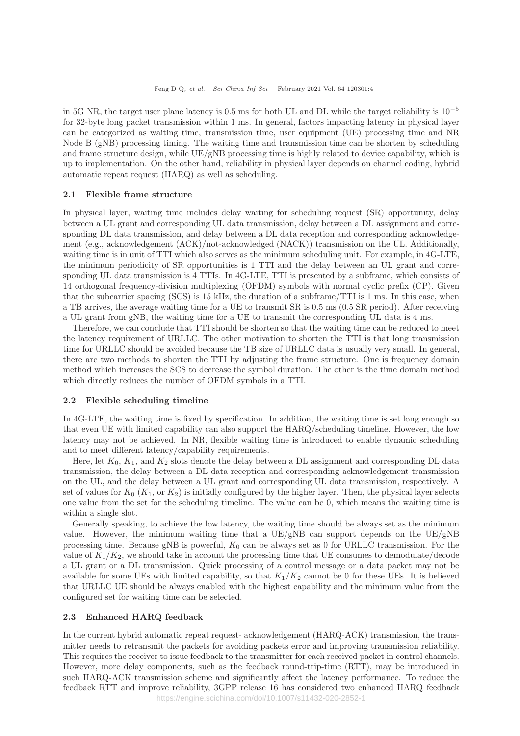in 5G NR, the target user plane latency is 0.5 ms for both UL and DL while the target reliability is $10^{-5}$ for 32-byte long packet transmission within 1 ms. In general, factors impacting latency in physical layer can be categorized as waiting time, transmission time, user equipment (UE) processing time and NR Node B (gNB) processing timing. The waiting time and transmission time can be shorten by scheduling and frame structure design, while UE/gNB processing time is highly related to device capability, which is up to implementation. On the other hand, reliability in physical layer depends on channel coding, hybrid automatic repeat request (HARQ) as well as scheduling.

### 2.1 Flexible frame structure

In physical layer, waiting time includes delay waiting for scheduling request (SR) opportunity, delay between a UL grant and corresponding UL data transmission, delay between a DL assignment and corresponding DL data transmission, and delay between a DL data reception and corresponding acknowledgement (e.g., acknowledgement (ACK)/not-acknowledged (NACK)) transmission on the UL. Additionally, waiting time is in unit of TTI which also serves as the minimum scheduling unit. For example, in 4G-LTE, the minimum periodicity of SR opportunities is 1 TTI and the delay between an UL grant and corresponding UL data transmission is 4 TTIs. In 4G-LTE, TTI is presented by a subframe, which consists of 14 orthogonal frequency-division multiplexing (OFDM) symbols with normal cyclic prefix (CP). Given that the subcarrier spacing (SCS) is 15 kHz, the duration of a subframe/TTI is 1 ms. In this case, when a TB arrives, the average waiting time for a UE to transmit SR is 0.5 ms (0.5 SR period). After receiving a UL grant from gNB, the waiting time for a UE to transmit the corresponding UL data is 4 ms.

Therefore, we can conclude that TTI should be shorten so that the waiting time can be reduced to meet the latency requirement of URLLC. The other motivation to shorten the TTI is that long transmission time for URLLC should be avoided because the TB size of URLLC data is usually very small. In general, there are two methods to shorten the TTI by adjusting the frame structure. One is frequency domain method which increases the SCS to decrease the symbol duration. The other is the time domain method which directly reduces the number of OFDM symbols in a TTI.

### 2.2 Flexible scheduling timeline

In 4G-LTE, the waiting time is fixed by specification. In addition, the waiting time is set long enough so that even UE with limited capability can also support the HARQ/scheduling timeline. However, the low latency may not be achieved. In NR, flexible waiting time is introduced to enable dynamic scheduling and to meet different latency/capability requirements.

Here, let $K_0$, $K_1$, and $K_2$ slots denote the delay between a DL assignment and corresponding DL data transmission, the delay between a DL data reception and corresponding acknowledgement transmission on the UL, and the delay between a UL grant and corresponding UL data transmission, respectively. A set of values for $K_0$ ($K_1$, or $K_2$) is initially configured by the higher layer. Then, the physical layer selects one value from the set for the scheduling timeline. The value can be 0, which means the waiting time is within a single slot.

Generally speaking, to achieve the low latency, the waiting time should be always set as the minimum value. However, the minimum waiting time that a UE/gNB can support depends on the UE/gNB processing time. Because gNB is powerful, $K_0$ can be always set as 0 for URLLC transmission. For the value of $K_1/K_2$, we should take in account the processing time that UE consumes to demodulate/decode a UL grant or a DL transmission. Quick processing of a control message or a data packet may not be available for some UEs with limited capability, so that $K_1/K_2$ cannot be 0 for these UEs. It is believed that URLLC UE should be always enabled with the highest capability and the minimum value from the configured set for waiting time can be selected.

### 2.3 Enhanced HARQ feedback

In the current hybrid automatic repeat request- acknowledgement (HARQ-ACK) transmission, the transmitter needs to retransmit the packets for avoiding packets error and improving transmission reliability. This requires the receiver to issue feedback to the transmitter for each received packet in control channels. However, more delay components, such as the feedback round-trip-time (RTT), may be introduced in such HARQ-ACK transmission scheme and significantly affect the latency performance. To reduce the feedback RTT and improve reliability, 3GPP release 16 has considered two enhanced HARQ feedback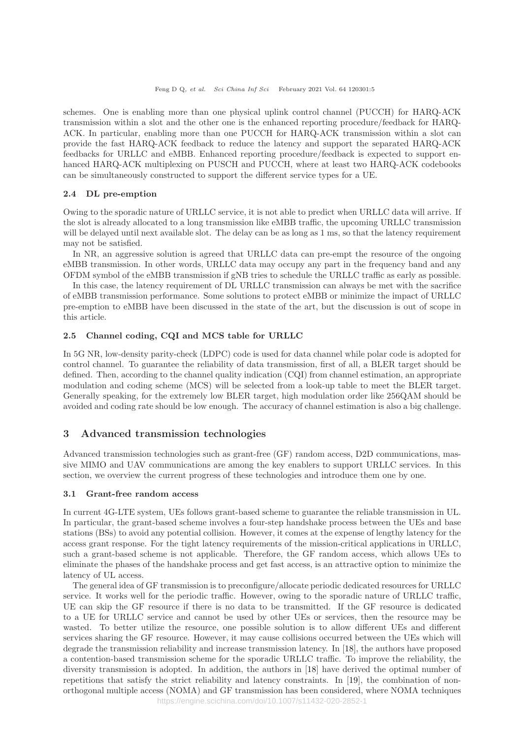schemes. One is enabling more than one physical uplink control channel (PUCCH) for HARQ-ACK transmission within a slot and the other one is the enhanced reporting procedure/feedback for HARQ-ACK. In particular, enabling more than one PUCCH for HARQ-ACK transmission within a slot can provide the fast HARQ-ACK feedback to reduce the latency and support the separated HARQ-ACK feedbacks for URLLC and eMBB. Enhanced reporting procedure/feedback is expected to support enhanced HARQ-ACK multiplexing on PUSCH and PUCCH, where at least two HARQ-ACK codebooks can be simultaneously constructed to support the different service types for a UE.

### 2.4 DL pre-emption

Owing to the sporadic nature of URLLC service, it is not able to predict when URLLC data will arrive. If the slot is already allocated to a long transmission like eMBB traffic, the upcoming URLLC transmission will be delayed until next available slot. The delay can be as long as 1 ms, so that the latency requirement may not be satisfied.

In NR, an aggressive solution is agreed that URLLC data can pre-empt the resource of the ongoing eMBB transmission. In other words, URLLC data may occupy any part in the frequency band and any OFDM symbol of the eMBB transmission if gNB tries to schedule the URLLC traffic as early as possible.

In this case, the latency requirement of DL URLLC transmission can always be met with the sacrifice of eMBB transmission performance. Some solutions to protect eMBB or minimize the impact of URLLC pre-emption to eMBB have been discussed in the state of the art, but the discussion is out of scope in this article.

### 2.5 Channel coding, CQI and MCS table for URLLC

In 5G NR, low-density parity-check (LDPC) code is used for data channel while polar code is adopted for control channel. To guarantee the reliability of data transmission, first of all, a BLER target should be defined. Then, according to the channel quality indication (CQI) from channel estimation, an appropriate modulation and coding scheme (MCS) will be selected from a look-up table to meet the BLER target. Generally speaking, for the extremely low BLER target, high modulation order like 256QAM should be avoided and coding rate should be low enough. The accuracy of channel estimation is also a big challenge.

## 3 Advanced transmission technologies

Advanced transmission technologies such as grant-free (GF) random access, D2D communications, massive MIMO and UAV communications are among the key enablers to support URLLC services. In this section, we overview the current progress of these technologies and introduce them one by one.

### 3.1 Grant-free random access

In current 4G-LTE system, UEs follows grant-based scheme to guarantee the reliable transmission in UL. In particular, the grant-based scheme involves a four-step handshake process between the UEs and base stations (BSs) to avoid any potential collision. However, it comes at the expense of lengthy latency for the access grant response. For the tight latency requirements of the mission-critical applications in URLLC, such a grant-based scheme is not applicable. Therefore, the GF random access, which allows UEs to eliminate the phases of the handshake process and get fast access, is an attractive option to minimize the latency of UL access.

The general idea of GF transmission is to preconfigure/allocate periodic dedicated resources for URLLC service. It works well for the periodic traffic. However, owing to the sporadic nature of URLLC traffic, UE can skip the GF resource if there is no data to be transmitted. If the GF resource is dedicated to a UE for URLLC service and cannot be used by other UEs or services, then the resource may be wasted. To better utilize the resource, one possible solution is to allow different UEs and different services sharing the GF resource. However, it may cause collisions occurred between the UEs which will degrade the transmission reliability and increase transmission latency. In [18], the authors have proposed a contention-based transmission scheme for the sporadic URLLC traffic. To improve the reliability, the diversity transmission is adopted. In addition, the authors in [18] have derived the optimal number of repetitions that satisfy the strict reliability and latency constraints. In [19], the combination of non-orthogonal multiple access (NOMA) and GF transmission has been considered, where NOMA techniques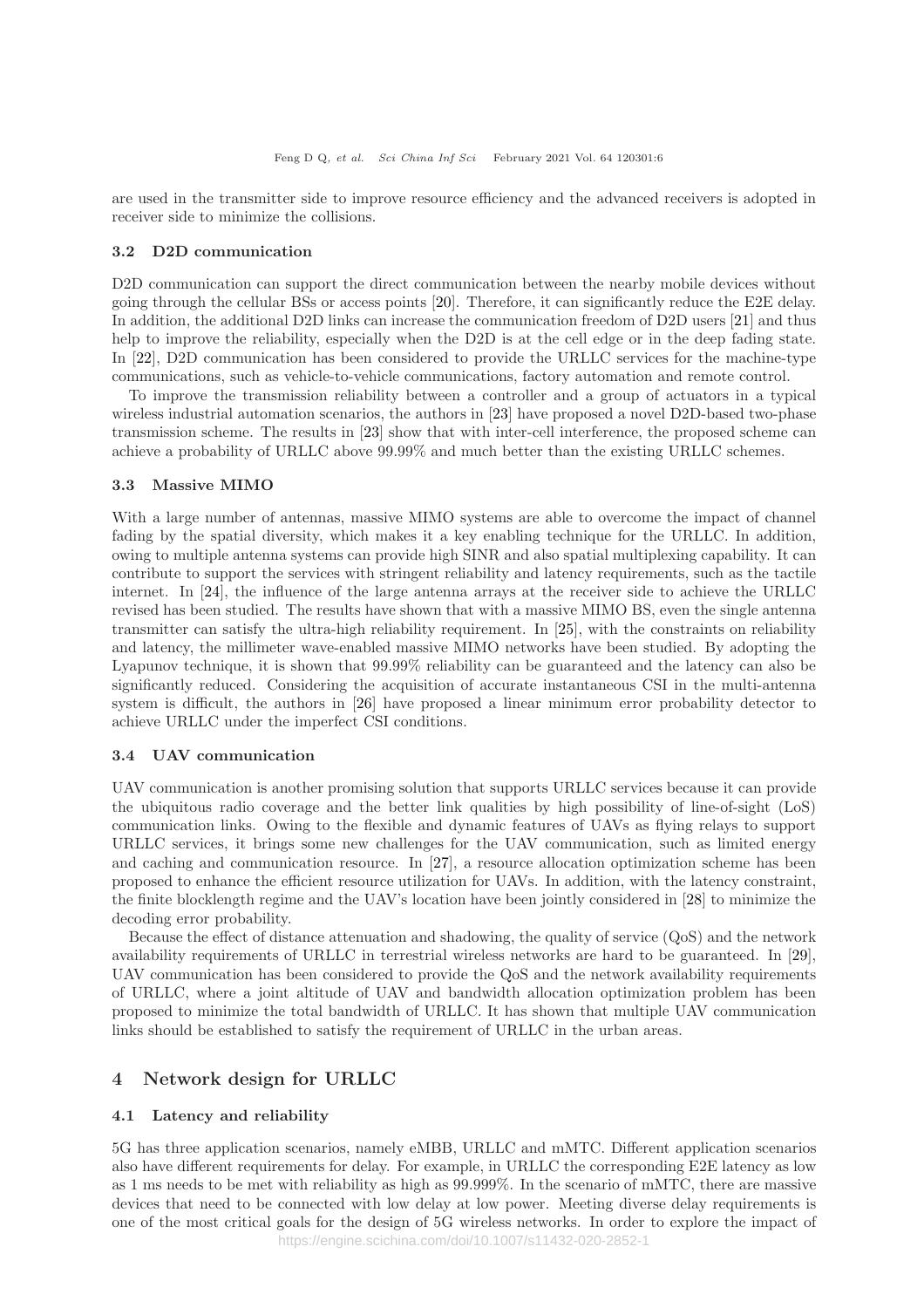are used in the transmitter side to improve resource efficiency and the advanced receivers is adopted in receiver side to minimize the collisions.

### 3.2 D2D communication

D2D communication can support the direct communication between the nearby mobile devices without going through the cellular BSs or access points [20]. Therefore, it can significantly reduce the E2E delay. In addition, the additional D2D links can increase the communication freedom of D2D users [21] and thus help to improve the reliability, especially when the D2D is at the cell edge or in the deep fading state. In [22], D2D communication has been considered to provide the URLLC services for the machine-type communications, such as vehicle-to-vehicle communications, factory automation and remote control.

To improve the transmission reliability between a controller and a group of actuators in a typical wireless industrial automation scenarios, the authors in [23] have proposed a novel D2D-based two-phase transmission scheme. The results in [23] show that with inter-cell interference, the proposed scheme can achieve a probability of URLLC above 99.99% and much better than the existing URLLC schemes.

### 3.3 Massive MIMO

With a large number of antennas, massive MIMO systems are able to overcome the impact of channel fading by the spatial diversity, which makes it a key enabling technique for the URLLC. In addition, owing to multiple antenna systems can provide high SINR and also spatial multiplexing capability. It can contribute to support the services with stringent reliability and latency requirements, such as the tactile internet. In [24], the influence of the large antenna arrays at the receiver side to achieve the URLLC revised has been studied. The results have shown that with a massive MIMO BS, even the single antenna transmitter can satisfy the ultra-high reliability requirement. In [25], with the constraints on reliability and latency, the millimeter wave-enabled massive MIMO networks have been studied. By adopting the Lyapunov technique, it is shown that 99.99% reliability can be guaranteed and the latency can also be significantly reduced. Considering the acquisition of accurate instantaneous CSI in the multi-antenna system is difficult, the authors in [26] have proposed a linear minimum error probability detector to achieve URLLC under the imperfect CSI conditions.

### 3.4 UAV communication

UAV communication is another promising solution that supports URLLC services because it can provide the ubiquitous radio coverage and the better link qualities by high possibility of line-of-sight (LoS) communication links. Owing to the flexible and dynamic features of UAVs as flying relays to support URLLC services, it brings some new challenges for the UAV communication, such as limited energy and caching and communication resource. In [27], a resource allocation optimization scheme has been proposed to enhance the efficient resource utilization for UAVs. In addition, with the latency constraint, the finite blocklength regime and the UAV's location have been jointly considered in [28] to minimize the decoding error probability.

Because the effect of distance attenuation and shadowing, the quality of service (QoS) and the network availability requirements of URLLC in terrestrial wireless networks are hard to be guaranteed. In [29], UAV communication has been considered to provide the QoS and the network availability requirements of URLLC, where a joint altitude of UAV and bandwidth allocation optimization problem has been proposed to minimize the total bandwidth of URLLC. It has shown that multiple UAV communication links should be established to satisfy the requirement of URLLC in the urban areas.

## 4 Network design for URLLC

### 4.1 Latency and reliability

5G has three application scenarios, namely eMBB, URLLC and mMTC. Different application scenarios also have different requirements for delay. For example, in URLLC the corresponding E2E latency as low as 1 ms needs to be met with reliability as high as 99.999%. In the scenario of mMTC, there are massive devices that need to be connected with low delay at low power. Meeting diverse delay requirements is one of the most critical goals for the design of 5G wireless networks. In order to explore the impact of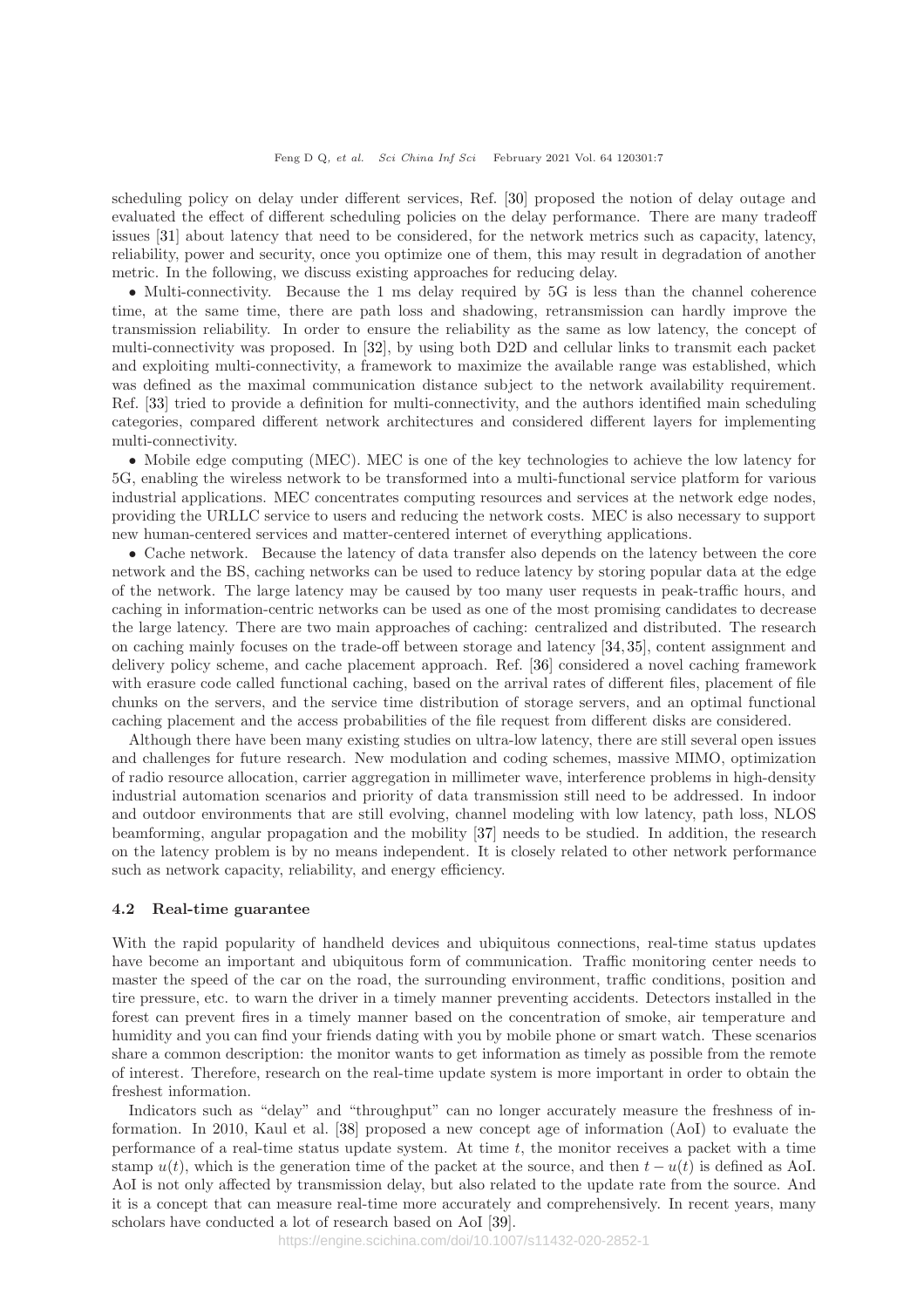scheduling policy on delay under different services, Ref. [30] proposed the notion of delay outage and evaluated the effect of different scheduling policies on the delay performance. There are many tradeoff issues [31] about latency that need to be considered, for the network metrics such as capacity, latency, reliability, power and security, once you optimize one of them, this may result in degradation of another metric. In the following, we discuss existing approaches for reducing delay.

- Multi-connectivity. Because the 1 ms delay required by 5G is less than the channel coherence time, at the same time, there are path loss and shadowing, retransmission can hardly improve the transmission reliability. In order to ensure the reliability as the same as low latency, the concept of multi-connectivity was proposed. In [32], by using both D2D and cellular links to transmit each packet and exploiting multi-connectivity, a framework to maximize the available range was established, which was defined as the maximal communication distance subject to the network availability requirement. Ref. [33] tried to provide a definition for multi-connectivity, and the authors identified main scheduling categories, compared different network architectures and considered different layers for implementing multi-connectivity.

- Mobile edge computing (MEC). MEC is one of the key technologies to achieve the low latency for 5G, enabling the wireless network to be transformed into a multi-functional service platform for various industrial applications. MEC concentrates computing resources and services at the network edge nodes, providing the URLLC service to users and reducing the network costs. MEC is also necessary to support new human-centered services and matter-centered internet of everything applications.

- Cache network. Because the latency of data transfer also depends on the latency between the core network and the BS, caching networks can be used to reduce latency by storing popular data at the edge of the network. The large latency may be caused by too many user requests in peak-traffic hours, and caching in information-centric networks can be used as one of the most promising candidates to decrease the large latency. There are two main approaches of caching: centralized and distributed. The research on caching mainly focuses on the trade-off between storage and latency [34, 35], content assignment and delivery policy scheme, and cache placement approach. Ref. [36] considered a novel caching framework with erasure code called functional caching, based on the arrival rates of different files, placement of file chunks on the servers, and the service time distribution of storage servers, and an optimal functional caching placement and the access probabilities of the file request from different disks are considered.

Although there have been many existing studies on ultra-low latency, there are still several open issues and challenges for future research. New modulation and coding schemes, massive MIMO, optimization of radio resource allocation, carrier aggregation in millimeter wave, interference problems in high-density industrial automation scenarios and priority of data transmission still need to be addressed. In indoor and outdoor environments that are still evolving, channel modeling with low latency, path loss, NLOS beamforming, angular propagation and the mobility [37] needs to be studied. In addition, the research on the latency problem is by no means independent. It is closely related to other network performance such as network capacity, reliability, and energy efficiency.

### 4.2 Real-time guarantee

With the rapid popularity of handheld devices and ubiquitous connections, real-time status updates have become an important and ubiquitous form of communication. Traffic monitoring center needs to master the speed of the car on the road, the surrounding environment, traffic conditions, position and tire pressure, etc. to warn the driver in a timely manner preventing accidents. Detectors installed in the forest can prevent fires in a timely manner based on the concentration of smoke, air temperature and humidity and you can find your friends dating with you by mobile phone or smart watch. These scenarios share a common description: the monitor wants to get information as timely as possible from the remote of interest. Therefore, research on the real-time update system is more important in order to obtain the freshest information.

Indicators such as "delay" and "throughput" can no longer accurately measure the freshness of information. In 2010, Kaul et al. [38] proposed a new concept age of information (AoI) to evaluate the performance of a real-time status update system. At time $t$, the monitor receives a packet with a time stamp $u(t)$, which is the generation time of the packet at the source, and then $t - u(t)$ is defined as AoI. AoI is not only affected by transmission delay, but also related to the update rate from the source. And it is a concept that can measure real-time more accurately and comprehensively. In recent years, many scholars have conducted a lot of research based on AoI [39].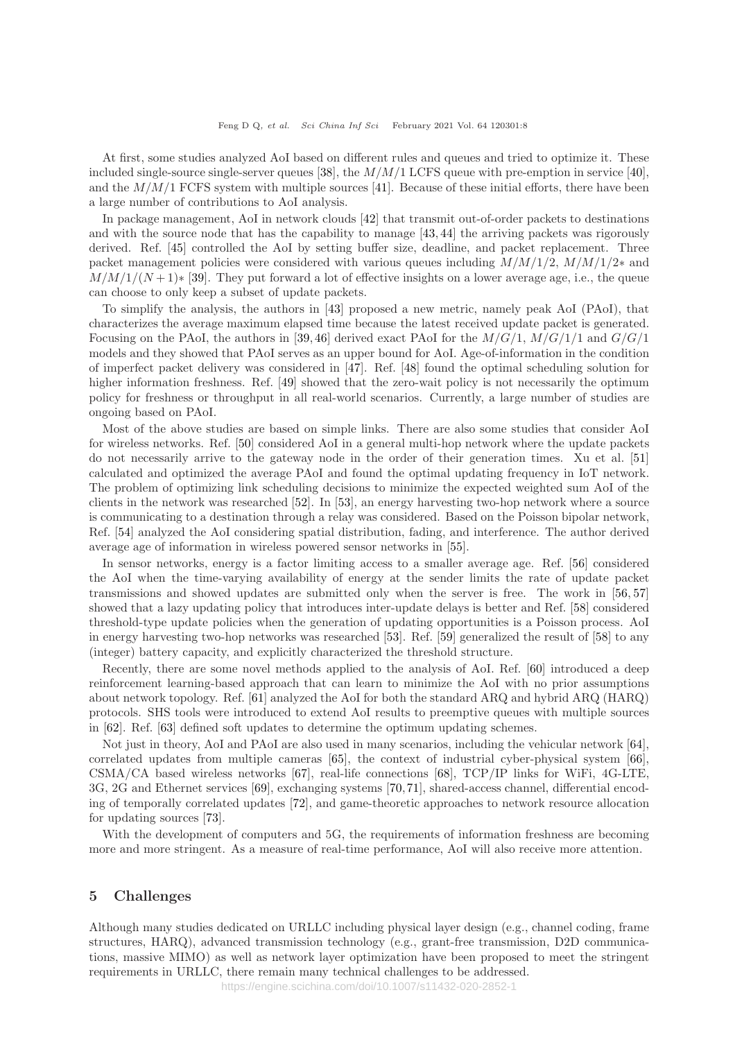At first, some studies analyzed AoI based on different rules and queues and tried to optimize it. These included single-source single-server queues [38], the $M/M/1$ LCFS queue with pre-emption in service [40], and the $M/M/1$ FCFS system with multiple sources [41]. Because of these initial efforts, there have been a large number of contributions to AoI analysis.

In package management, AoI in network clouds [42] that transmit out-of-order packets to destinations and with the source node that has the capability to manage [43, 44] the arriving packets was rigorously derived. Ref. [45] controlled the AoI by setting buffer size, deadline, and packet replacement. Three packet management policies were considered with various queues including $M/M/1/2$, $M/M/1/2*$ and $M/M/1/(N+1)*$ [39]. They put forward a lot of effective insights on a lower average age, i.e., the queue can choose to only keep a subset of update packets.

To simplify the analysis, the authors in [43] proposed a new metric, namely peak AoI (PAoI), that characterizes the average maximum elapsed time because the latest received update packet is generated. Focusing on the PAoI, the authors in [39, 46] derived exact PAoI for the $M/G/1$, $M/G/1/1$ and $G/G/1$ models and they showed that PAoI serves as an upper bound for AoI. Age-of-information in the condition of imperfect packet delivery was considered in [47]. Ref. [48] found the optimal scheduling solution for higher information freshness. Ref. [49] showed that the zero-wait policy is not necessarily the optimum policy for freshness or throughput in all real-world scenarios. Currently, a large number of studies are ongoing based on PAoI.

Most of the above studies are based on simple links. There are also some studies that consider AoI for wireless networks. Ref. [50] considered AoI in a general multi-hop network where the update packets do not necessarily arrive to the gateway node in the order of their generation times. Xu et al. [51] calculated and optimized the average PAoI and found the optimal updating frequency in IoT network. The problem of optimizing link scheduling decisions to minimize the expected weighted sum AoI of the clients in the network was researched [52]. In [53], an energy harvesting two-hop network where a source is communicating to a destination through a relay was considered. Based on the Poisson bipolar network, Ref. [54] analyzed the AoI considering spatial distribution, fading, and interference. The author derived average age of information in wireless powered sensor networks in [55].

In sensor networks, energy is a factor limiting access to a smaller average age. Ref. [56] considered the AoI when the time-varying availability of energy at the sender limits the rate of update packet transmissions and showed updates are submitted only when the server is free. The work in [56, 57] showed that a lazy updating policy that introduces inter-update delays is better and Ref. [58] considered threshold-type update policies when the generation of updating opportunities is a Poisson process. AoI in energy harvesting two-hop networks was researched [53]. Ref. [59] generalized the result of [58] to any (integer) battery capacity, and explicitly characterized the threshold structure.

Recently, there are some novel methods applied to the analysis of AoI. Ref. [60] introduced a deep reinforcement learning-based approach that can learn to minimize the AoI with no prior assumptions about network topology. Ref. [61] analyzed the AoI for both the standard ARQ and hybrid ARQ (HARQ) protocols. SHS tools were introduced to extend AoI results to preemptive queues with multiple sources in [62]. Ref. [63] defined soft updates to determine the optimum updating schemes.

Not just in theory, AoI and PAoI are also used in many scenarios, including the vehicular network [64], correlated updates from multiple cameras [65], the context of industrial cyber-physical system [66], CSMA/CA based wireless networks [67], real-life connections [68], TCP/IP links for WiFi, 4G-LTE, 3G, 2G and Ethernet services [69], exchanging systems [70, 71], shared-access channel, differential encoding of temporally correlated updates [72], and game-theoretic approaches to network resource allocation for updating sources [73].

With the development of computers and 5G, the requirements of information freshness are becoming more and more stringent. As a measure of real-time performance, AoI will also receive more attention.

## 5 Challenges

Although many studies dedicated on URLLC including physical layer design (e.g., channel coding, frame structures, HARQ), advanced transmission technology (e.g., grant-free transmission, D2D communications, massive MIMO) as well as network layer optimization have been proposed to meet the stringent requirements in URLLC, there remain many technical challenges to be addressed.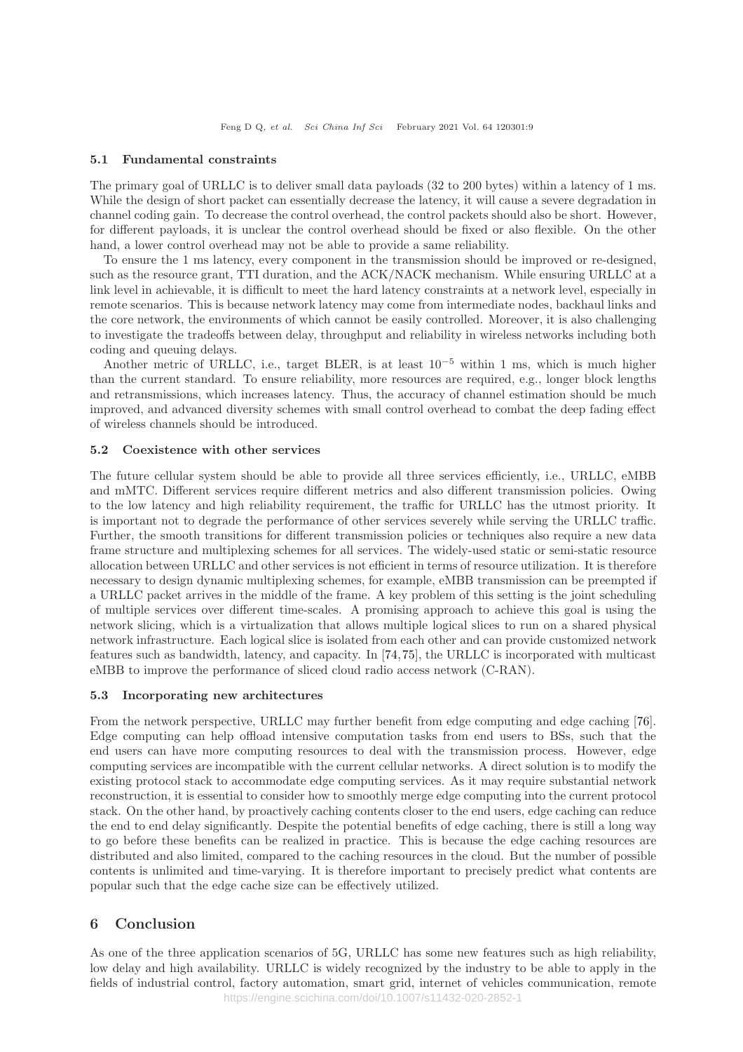### 5.1 Fundamental constraints

The primary goal of URLLC is to deliver small data payloads (32 to 200 bytes) within a latency of 1 ms. While the design of short packet can essentially decrease the latency, it will cause a severe degradation in channel coding gain. To decrease the control overhead, the control packets should also be short. However, for different payloads, it is unclear the control overhead should be fixed or also flexible. On the other hand, a lower control overhead may not be able to provide a same reliability.

To ensure the 1 ms latency, every component in the transmission should be improved or re-designed, such as the resource grant, TTI duration, and the ACK/NACK mechanism. While ensuring URLLC at a link level in achievable, it is difficult to meet the hard latency constraints at a network level, especially in remote scenarios. This is because network latency may come from intermediate nodes, backhaul links and the core network, the environments of which cannot be easily controlled. Moreover, it is also challenging to investigate the tradeoffs between delay, throughput and reliability in wireless networks including both coding and queuing delays.

Another metric of URLLC, i.e., target BLER, is at least $10^{-5}$ within 1 ms, which is much higher than the current standard. To ensure reliability, more resources are required, e.g., longer block lengths and retransmissions, which increases latency. Thus, the accuracy of channel estimation should be much improved, and advanced diversity schemes with small control overhead to combat the deep fading effect of wireless channels should be introduced.

### 5.2 Coexistence with other services

The future cellular system should be able to provide all three services efficiently, i.e., URLLC, eMBB and mMTC. Different services require different metrics and also different transmission policies. Owing to the low latency and high reliability requirement, the traffic for URLLC has the utmost priority. It is important not to degrade the performance of other services severely while serving the URLLC traffic. Further, the smooth transitions for different transmission policies or techniques also require a new data frame structure and multiplexing schemes for all services. The widely-used static or semi-static resource allocation between URLLC and other services is not efficient in terms of resource utilization. It is therefore necessary to design dynamic multiplexing schemes, for example, eMBB transmission can be preempted if a URLLC packet arrives in the middle of the frame. A key problem of this setting is the joint scheduling of multiple services over different time-scales. A promising approach to achieve this goal is using the network slicing, which is a virtualization that allows multiple logical slices to run on a shared physical network infrastructure. Each logical slice is isolated from each other and can provide customized network features such as bandwidth, latency, and capacity. In [74,75], the URLLC is incorporated with multicast eMBB to improve the performance of sliced cloud radio access network (C-RAN).

### 5.3 Incorporating new architectures

From the network perspective, URLLC may further benefit from edge computing and edge caching [76]. Edge computing can help offload intensive computation tasks from end users to BSs, such that the end users can have more computing resources to deal with the transmission process. However, edge computing services are incompatible with the current cellular networks. A direct solution is to modify the existing protocol stack to accommodate edge computing services. As it may require substantial network reconstruction, it is essential to consider how to smoothly merge edge computing into the current protocol stack. On the other hand, by proactively caching contents closer to the end users, edge caching can reduce the end to end delay significantly. Despite the potential benefits of edge caching, there is still a long way to go before these benefits can be realized in practice. This is because the edge caching resources are distributed and also limited, compared to the caching resources in the cloud. But the number of possible contents is unlimited and time-varying. It is therefore important to precisely predict what contents are popular such that the edge cache size can be effectively utilized.

## 6 Conclusion

As one of the three application scenarios of 5G, URLLC has some new features such as high reliability, low delay and high availability. URLLC is widely recognized by the industry to be able to apply in the fields of industrial control, factory automation, smart grid, internet of vehicles communication, remote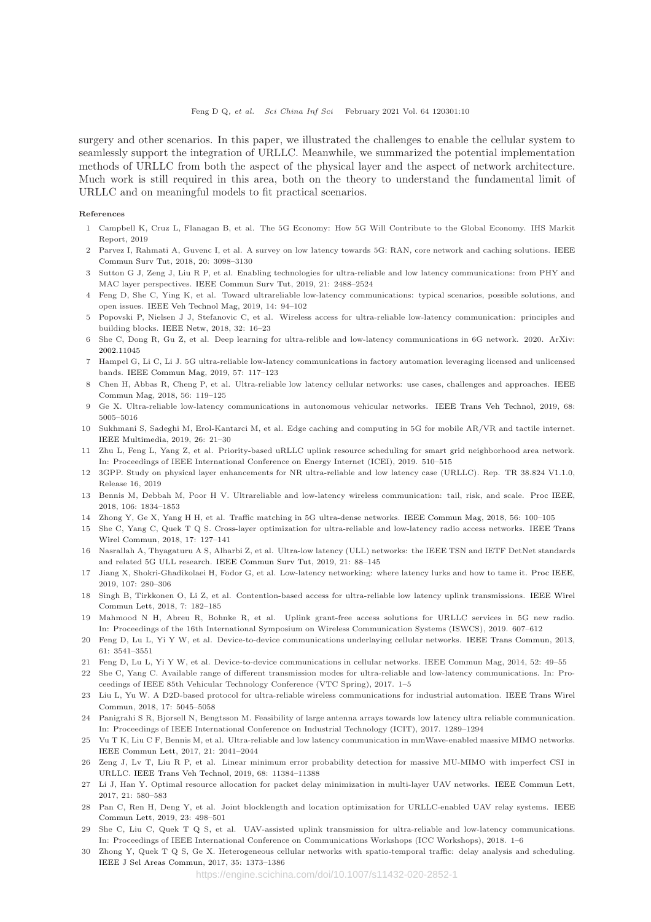surgery and other scenarios. In this paper, we illustrated the challenges to enable the cellular system to seamlessly support the integration of URLLC. Meanwhile, we summarized the potential implementation methods of URLLC from both the aspect of the physical layer and the aspect of network architecture. Much work is still required in this area, both on the theory to understand the fundamental limit of URLLC and on meaningful models to fit practical scenarios.

**References**

1. Campbell K, Cruz L, Flanagan B, et al. The 5G Economy: How 5G Will Contribute to the Global Economy. IHS Markit Report, 2019
2. Parvez I, Rahmati A, Guvenc I, et al. A survey on low latency towards 5G: RAN, core network and caching solutions. IEEE Commun Surv Tut, 2018, 20: 3098–3130
3. Sutton G J, Zeng J, Liu R P, et al. Enabling technologies for ultra-reliable and low latency communications: from PHY and MAC layer perspectives. IEEE Commun Surv Tut, 2019, 21: 2488–2524
4. Feng D, She C, Ying K, et al. Toward ultrareliable low-latency communications: typical scenarios, possible solutions, and open issues. IEEE Veh Technol Mag, 2019, 14: 94–102
5. Popovski P, Nielsen J J, Stefanovic C, et al. Wireless access for ultra-reliable low-latency communication: principles and building blocks. IEEE Netw, 2018, 32: 16–23
6. She C, Dong R, Gu Z, et al. Deep learning for ultra-relible and low-latency communications in 6G network. 2020. ArXiv: 2002.11045
7. Hampel G, Li C, Li J. 5G ultra-reliable low-latency communications in factory automation leveraging licensed and unlicensed bands. IEEE Commun Mag, 2019, 57: 117–123
8. Chen H, Abbas R, Cheng P, et al. Ultra-reliable low latency cellular networks: use cases, challenges and approaches. IEEE Commun Mag, 2018, 56: 119–125
9. Ge X. Ultra-reliable low-latency communications in autonomous vehicular networks. IEEE Trans Veh Technol, 2019, 68: 5005–5016
10. Sukhmani S, Sadeghi M, Erol-Kantarci M, et al. Edge caching and computing in 5G for mobile AR/VR and tactile internet. IEEE Multimedia, 2019, 26: 21–30
11. Zhu L, Feng L, Yang Z, et al. Priority-based uRLLC uplink resource scheduling for smart grid neighborhood area network. In: Proceedings of IEEE International Conference on Energy Internet (ICEI), 2019. 510–515
12. 3GPP. Study on physical layer enhancements for NR ultra-reliable and low latency case (URLLC). Rep. TR 38.824 V1.1.0, Release 16, 2019
13. Bennis M, Debbah M, Poor H V. Ultrareliable and low-latency wireless communication: tail, risk, and scale. Proc IEEE, 2018, 106: 1834–1853
14. Zhong Y, Ge X, Yang H H, et al. Traffic matching in 5G ultra-dense networks. IEEE Commun Mag, 2018, 56: 100–105
15. She C, Yang C, Quek T Q S. Cross-layer optimization for ultra-reliable and low-latency radio access networks. IEEE Trans Wirel Commun, 2018, 17: 127–141
16. Nasrallah A, Thyagaturu A S, Alharbi Z, et al. Ultra-low latency (ULL) networks: the IEEE TSN and IETF DetNet standards and related 5G ULL research. IEEE Commun Surv Tut, 2019, 21: 88–145
17. Jiang X, Shokri-Ghadikolaei H, Fodor G, et al. Low-latency networking: where latency lurks and how to tame it. Proc IEEE, 2019, 107: 280–306
18. Singh B, Tirkkonen O, Li Z, et al. Contention-based access for ultra-reliable low latency uplink transmissions. IEEE Wirel Commun Lett, 2018, 7: 182–185
19. Mahmood N H, Abreu R, Bohnke R, et al. Uplink grant-free access solutions for URLLC services in 5G new radio. In: Proceedings of the 16th International Symposium on Wireless Communication Systems (ISWCS), 2019. 607–612
20. Feng D, Lu L, Yi Y W, et al. Device-to-device communications underlaying cellular networks. IEEE Trans Commun, 2013, 61: 3541–3551
21. Feng D, Lu L, Yi Y W, et al. Device-to-device communications in cellular networks. IEEE Commun Mag, 2014, 52: 49–55
22. She C, Yang C. Available range of different transmission modes for ultra-reliable and low-latency communications. In: Proceedings of IEEE 85th Vehicular Technology Conference (VTC Spring), 2017. 1–5
23. Liu L, Yu W. A D2D-based protocol for ultra-reliable wireless communications for industrial automation. IEEE Trans Wirel Commun, 2018, 17: 5045–5058
24. Panigrahi S R, Bjorsell N, Bengtsson M. Feasibility of large antenna arrays towards low latency ultra reliable communication. In: Proceedings of IEEE International Conference on Industrial Technology (ICIT), 2017. 1289–1294
25. Vu T K, Liu C F, Bennis M, et al. Ultra-reliable and low latency communication in mmWave-enabled massive MIMO networks. IEEE Commun Lett, 2017, 21: 2041–2044
26. Zeng J, Lv T, Liu R P, et al. Linear minimum error probability detection for massive MU-MIMO with imperfect CSI in URLLC. IEEE Trans Veh Technol, 2019, 68: 11384–11388
27. Li J, Han Y. Optimal resource allocation for packet delay minimization in multi-layer UAV networks. IEEE Commun Lett, 2017, 21: 580–583
28. Pan C, Ren H, Deng Y, et al. Joint blocklength and location optimization for URLLC-enabled UAV relay systems. IEEE Commun Lett, 2019, 23: 498–501
29. She C, Liu C, Quek T Q S, et al. UAV-assisted uplink transmission for ultra-reliable and low-latency communications. In: Proceedings of IEEE International Conference on Communications Workshops (ICC Workshops), 2018. 1–6
30. Zhong Y, Quek T Q S, Ge X. Heterogeneous cellular networks with spatio-temporal traffic: delay analysis and scheduling. IEEE J Sel Areas Commun, 2017, 35: 1373–1386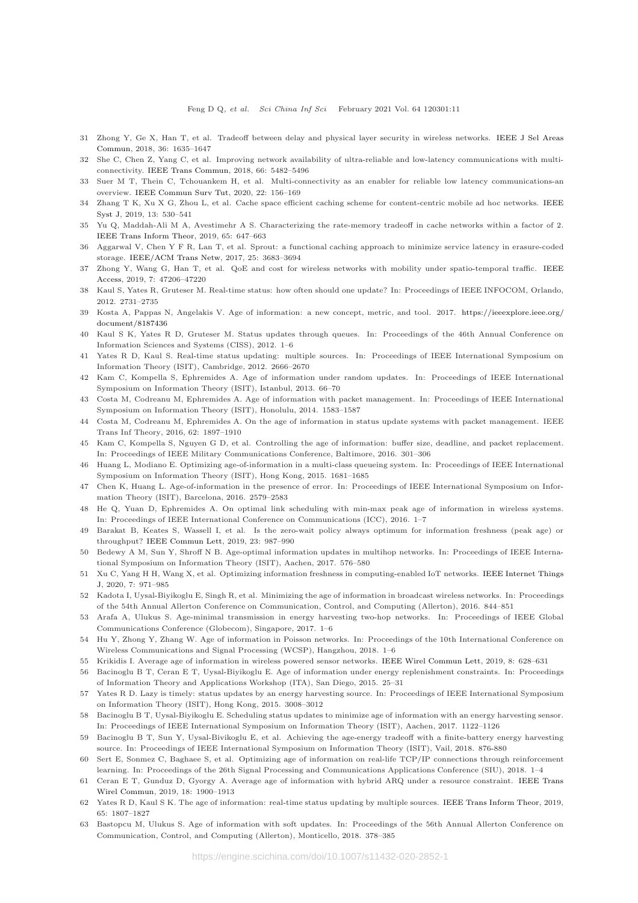31 Zhong Y, Ge X, Han T, et al. Tradeoff between delay and physical layer security in wireless networks. IEEE J Sel Areas Commun, 2018, 36: 1635–1647

32 She C, Chen Z, Yang C, et al. Improving network availability of ultra-reliable and low-latency communications with multi-connectivity. IEEE Trans Commun, 2018, 66: 5482–5496

33 Suer M T, Thein C, Tchouankem H, et al. Multi-connectivity as an enabler for reliable low latency communications-an overview. IEEE Commun Surv Tut, 2020, 22: 156–169

34 Zhang T K, Xu X G, Zhou L, et al. Cache space efficient caching scheme for content-centric mobile ad hoc networks. IEEE Syst J, 2019, 13: 530–541

35 Yu Q, Maddah-Ali M A, Avestimehr A S. Characterizing the rate-memory tradeoff in cache networks within a factor of 2. IEEE Trans Inform Theor, 2019, 65: 647–663

36 Aggarwal V, Chen Y F R, Lan T, et al. Sprout: a functional caching approach to minimize service latency in erasure-coded storage. IEEE/ACM Trans Netw, 2017, 25: 3683–3694

37 Zhong Y, Wang G, Han T, et al. QoE and cost for wireless networks with mobility under spatio-temporal traffic. IEEE Access, 2019, 7: 47206–47220

38 Kaul S, Yates R, Gruteser M. Real-time status: how often should one update? In: Proceedings of IEEE INFOCOM, Orlando, 2012. 2731–2735

39 Kosta A, Pappas N, Angelakis V. Age of information: a new concept, metric, and tool. 2017. https://ieeexplore.ieee.org/document/8187436

40 Kaul S K, Yates R D, Gruteser M. Status updates through queues. In: Proceedings of the 46th Annual Conference on Information Sciences and Systems (CISS), 2012. 1–6

41 Yates R D, Kaul S. Real-time status updating: multiple sources. In: Proceedings of IEEE International Symposium on Information Theory (ISIT), Cambridge, 2012. 2666–2670

42 Kam C, Kompella S, Ephremides A. Age of information under random updates. In: Proceedings of IEEE International Symposium on Information Theory (ISIT), Istanbul, 2013. 66–70

43 Costa M, Codreanu M, Ephremides A. Age of information with packet management. In: Proceedings of IEEE International Symposium on Information Theory (ISIT), Honolulu, 2014. 1583–1587

44 Costa M, Codreanu M, Ephremides A. On the age of information in status update systems with packet management. IEEE Trans Inf Theory, 2016, 62: 1897–1910

45 Kam C, Kompella S, Nguyen G D, et al. Controlling the age of information: buffer size, deadline, and packet replacement. In: Proceedings of IEEE Military Communications Conference, Baltimore, 2016. 301–306

46 Huang L, Modiano E. Optimizing age-of-information in a multi-class queueing system. In: Proceedings of IEEE International Symposium on Information Theory (ISIT), Hong Kong, 2015. 1681–1685

47 Chen K, Huang L. Age-of-information in the presence of error. In: Proceedings of IEEE International Symposium on Information Theory (ISIT), Barcelona, 2016. 2579–2583

48 He Q, Yuan D, Ephremides A. On optimal link scheduling with min-max peak age of information in wireless systems. In: Proceedings of IEEE International Conference on Communications (ICC), 2016. 1–7

49 Barakat B, Keates S, Wassell I, et al. Is the zero-wait policy always optimum for information freshness (peak age) or throughput? IEEE Commun Lett, 2019, 23: 987–990

50 Bedewy A M, Sun Y, Shroff N B. Age-optimal information updates in multihop networks. In: Proceedings of IEEE International Symposium on Information Theory (ISIT), Aachen, 2017. 576–580

51 Xu C, Yang H H, Wang X, et al. Optimizing information freshness in computing-enabled IoT networks. IEEE Internet Things J, 2020, 7: 971–985

52 Kadota I, Uysal-Biyikoglu E, Singh R, et al. Minimizing the age of information in broadcast wireless networks. In: Proceedings of the 54th Annual Allerton Conference on Communication, Control, and Computing (Allerton), 2016. 844–851

53 Arafa A, Ulukus S. Age-minimal transmission in energy harvesting two-hop networks. In: Proceedings of IEEE Global Communications Conference (Globecom), Singapore, 2017. 1–6

54 Hu Y, Zhong Y, Zhang W. Age of information in Poisson networks. In: Proceedings of the 10th International Conference on Wireless Communications and Signal Processing (WCSP), Hangzhou, 2018. 1–6

55 Krikidis I. Average age of information in wireless powered sensor networks. IEEE Wirel Commun Lett, 2019, 8: 628–631

56 Bacinoglu B T, Ceran E T, Uysal-Biyikoglu E. Age of information under energy replenishment constraints. In: Proceedings of Information Theory and Applications Workshop (ITA), San Diego, 2015. 25–31

57 Yates R D. Lazy is timely: status updates by an energy harvesting source. In: Proceedings of IEEE International Symposium on Information Theory (ISIT), Hong Kong, 2015. 3008–3012

58 Bacinoglu B T, Uysal-Biyikoglu E. Scheduling status updates to minimize age of information with an energy harvesting sensor. In: Proceedings of IEEE International Symposium on Information Theory (ISIT), Aachen, 2017. 1122–1126

59 Bacinoglu B T, Sun Y, Uysal-Bivikoglu E, et al. Achieving the age-energy tradeoff with a finite-battery energy harvesting source. In: Proceedings of IEEE International Symposium on Information Theory (ISIT), Vail, 2018. 876-880

60 Sert E, Sonmez C, Baghaee S, et al. Optimizing age of information on real-life TCP/IP connections through reinforcement learning. In: Proceedings of the 26th Signal Processing and Communications Applications Conference (SIU), 2018. 1–4

61 Ceran E T, Gunduz D, Gyorgy A. Average age of information with hybrid ARQ under a resource constraint. IEEE Trans Wirel Commun, 2019, 18: 1900–1913

62 Yates R D, Kaul S K. The age of information: real-time status updating by multiple sources. IEEE Trans Inform Theor, 2019, 65: 1807–1827

63 Bastopcu M, Ulukus S. Age of information with soft updates. In: Proceedings of the 56th Annual Allerton Conference on Communication, Control, and Computing (Allerton), Monticello, 2018. 378–385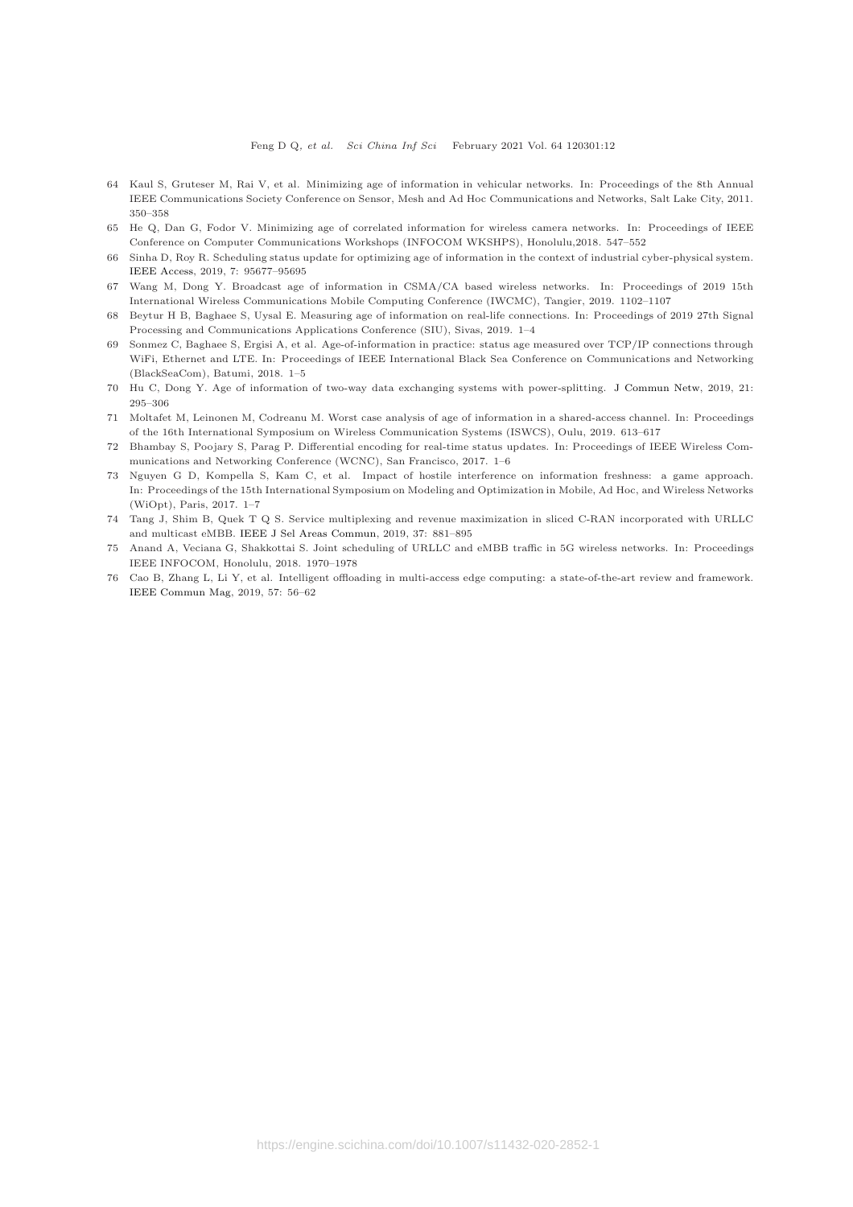64 Kaul S, Gruteser M, Rai V, et al. Minimizing age of information in vehicular networks. In: Proceedings of the 8th Annual IEEE Communications Society Conference on Sensor, Mesh and Ad Hoc Communications and Networks, Salt Lake City, 2011. 350–358

65 He Q, Dan G, Fodor V. Minimizing age of correlated information for wireless camera networks. In: Proceedings of IEEE Conference on Computer Communications Workshops (INFOCOM WKSHPS), Honolulu,2018. 547–552

66 Sinha D, Roy R. Scheduling status update for optimizing age of information in the context of industrial cyber-physical system. IEEE Access, 2019, 7: 95677–95695

67 Wang M, Dong Y. Broadcast age of information in CSMA/CA based wireless networks. In: Proceedings of 2019 15th International Wireless Communications Mobile Computing Conference (IWCMC), Tangier, 2019. 1102–1107

68 Beytur H B, Baghaee S, Uysal E. Measuring age of information on real-life connections. In: Proceedings of 2019 27th Signal Processing and Communications Applications Conference (SIU), Sivas, 2019. 1–4

69 Sonmez C, Baghaee S, Ergisi A, et al. Age-of-information in practice: status age measured over TCP/IP connections through WiFi, Ethernet and LTE. In: Proceedings of IEEE International Black Sea Conference on Communications and Networking (BlackSeaCom), Batumi, 2018. 1–5

70 Hu C, Dong Y. Age of information of two-way data exchanging systems with power-splitting. J Commun Netw, 2019, 21: 295–306

71 Moltafet M, Leinonen M, Codreanu M. Worst case analysis of age of information in a shared-access channel. In: Proceedings of the 16th International Symposium on Wireless Communication Systems (ISWCS), Oulu, 2019. 613–617

72 Bhambay S, Poojary S, Parag P. Differential encoding for real-time status updates. In: Proceedings of IEEE Wireless Communications and Networking Conference (WCNC), San Francisco, 2017. 1–6

73 Nguyen G D, Kompella S, Kam C, et al. Impact of hostile interference on information freshness: a game approach. In: Proceedings of the 15th International Symposium on Modeling and Optimization in Mobile, Ad Hoc, and Wireless Networks (WiOpt), Paris, 2017. 1–7

74 Tang J, Shim B, Quek T Q S. Service multiplexing and revenue maximization in sliced C-RAN incorporated with URLLC and multicast eMBB. IEEE J Sel Areas Commun, 2019, 37: 881–895

75 Anand A, Veciana G, Shakkottai S. Joint scheduling of URLLC and eMBB traffic in 5G wireless networks. In: Proceedings IEEE INFOCOM, Honolulu, 2018. 1970–1978

76 Cao B, Zhang L, Li Y, et al. Intelligent offloading in multi-access edge computing: a state-of-the-art review and framework. IEEE Commun Mag, 2019, 57: 56–62